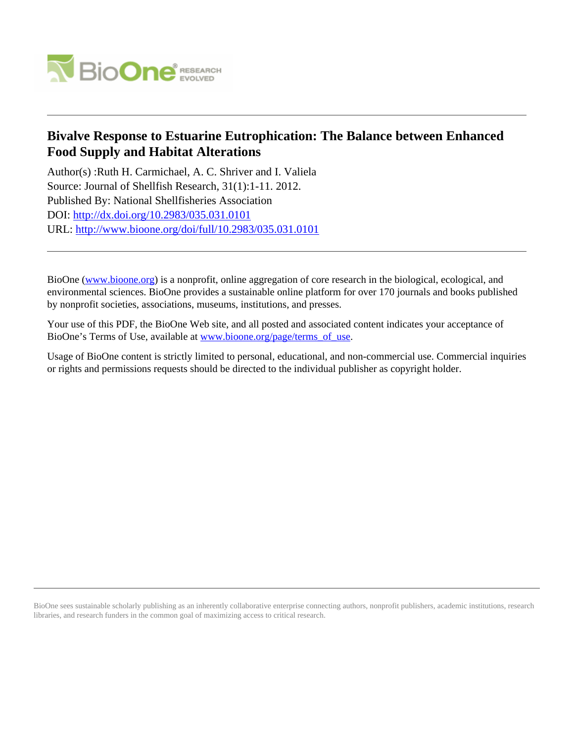# Bivalve Response to Estuarine Eutrophication: The Balance between Enhanced Food Supply and Habitat Alterations

Author(s) :Ruth H. Carmichael, A. C. Shriver and I. Valiela
Source: Journal of Shellfish Research, 31(1):1-11. 2012.
Published By: National Shellfisheries Association
DOI: http://dx.doi.org/10.2983/035.031.0101
URL: http://www.bioone.org/doi/full/10.2983/035.031.0101

---

BioOne (www.bioone.org) is a nonprofit, online aggregation of core research in the biological, ecological, and environmental sciences. BioOne provides a sustainable online platform for over 170 journals and books published by nonprofit societies, associations, museums, institutions, and presses.

Your use of this PDF, the BioOne Web site, and all posted and associated content indicates your acceptance of BioOne's Terms of Use, available at www.bioone.org/page/terms_of_use.

Usage of BioOne content is strictly limited to personal, educational, and non-commercial use. Commercial inquiries or rights and permissions requests should be directed to the individual publisher as copyright holder.

---

BioOne sees sustainable scholarly publishing as an inherently collaborative enterprise connecting authors, nonprofit publishers, academic institutions, research libraries, and research funders in the common goal of maximizing access to critical research.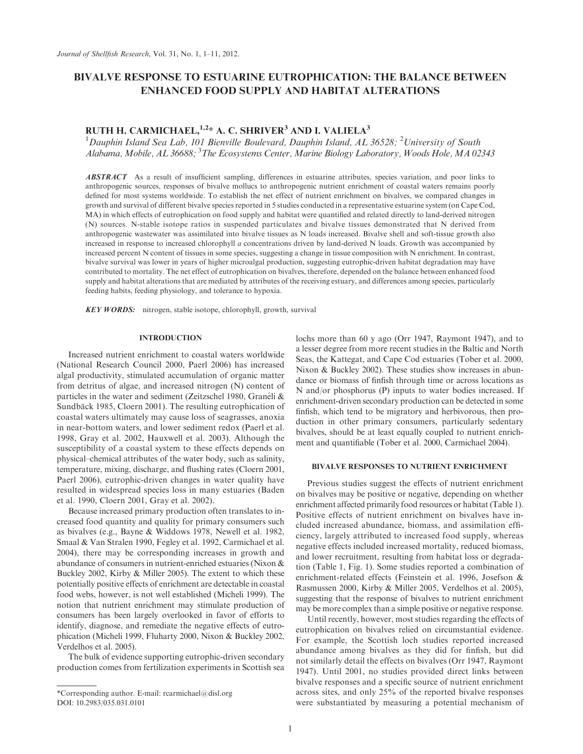# BIVALVE RESPONSE TO ESTUARINE EUTROPHICATION: THE BALANCE BETWEEN ENHANCED FOOD SUPPLY AND HABITAT ALTERATIONS

## RUTH H. CARMICHAEL,[1,2]* A. C. SHRIVER[3] AND I. VALIELA[3]

[1]*Dauphin Island Sea Lab, 101 Bienville Boulevard, Dauphin Island, AL 36528;* [2]*University of South Alabama, Mobile, AL 36688;* [3]*The Ecosystems Center, Marine Biology Laboratory, Woods Hole, MA 02343*

***ABSTRACT*** As a result of insufficient sampling, differences in estuarine attributes, species variation, and poor links to anthropogenic sources, responses of bivalve molluscs to anthropogenic nutrient enrichment of coastal waters remains poorly defined for most systems worldwide. To establish the net effect of nutrient enrichment on bivalves, we compared changes in growth and survival of different bivalve species reported in 5 studies conducted in a representative estuarine system (on Cape Cod, MA) in which effects of eutrophication on food supply and habitat were quantified and related directly to land-derived nitrogen (N) sources. N-stable isotope ratios in suspended particulates and bivalve tissues demonstrated that N derived from anthropogenic wastewater was assimilated into bivalve tissues as N loads increased. Bivalve shell and soft-tissue growth also increased in response to increased chlorophyll *a* concentrations driven by land-derived N loads. Growth was accompanied by increased percent N content of tissues in some species, suggesting a change in tissue composition with N enrichment. In contrast, bivalve survival was lower in years of higher microalgal production, suggesting eutrophic-driven habitat degradation may have contributed to mortality. The net effect of eutrophication on bivalves, therefore, depended on the balance between enhanced food supply and habitat alterations that are mediated by attributes of the receiving estuary, and differences among species, particularly feeding habits, feeding physiology, and tolerance to hypoxia.

***KEY WORDS:*** nitrogen, stable isotope, chlorophyll, growth, survival

## INTRODUCTION

Increased nutrient enrichment to coastal waters worldwide (National Research Council 2000, Paerl 2006) has increased algal productivity, stimulated accumulation of organic matter from detritus of algae, and increased nitrogen (N) content of particles in the water and sediment (Zeitzschel 1980, Granéli & Sundbäck 1985, Cloern 2001). The resulting eutrophication of coastal waters ultimately may cause loss of seagrasses, anoxia in near-bottom waters, and lower sediment redox (Paerl et al. 1998, Gray et al. 2002, Hauxwell et al. 2003). Although the susceptibility of a coastal system to these effects depends on physical–chemical attributes of the water body, such as salinity, temperature, mixing, discharge, and flushing rates (Cloern 2001, Paerl 2006), eutrophic-driven changes in water quality have resulted in widespread species loss in many estuaries (Baden et al. 1990, Cloern 2001, Gray et al. 2002).

Because increased primary production often translates to increased food quantity and quality for primary consumers such as bivalves (e.g., Bayne & Widdows 1978, Newell et al. 1982, Smaal & Van Stralen 1990, Fegley et al. 1992, Carmichael et al. 2004), there may be corresponding increases in growth and abundance of consumers in nutrient-enriched estuaries (Nixon & Buckley 2002, Kirby & Miller 2005). The extent to which these potentially positive effects of enrichment are detectable in coastal food webs, however, is not well established (Micheli 1999). The notion that nutrient enrichment may stimulate production of consumers has been largely overlooked in favor of efforts to identify, diagnose, and remediate the negative effects of eutrophication (Micheli 1999, Fluharty 2000, Nixon & Buckley 2002, Verdelhos et al. 2005).

The bulk of evidence supporting eutrophic-driven secondary production comes from fertilization experiments in Scottish sea lochs more than 60 y ago (Orr 1947, Raymont 1947), and to a lesser degree from more recent studies in the Baltic and North Seas, the Kattegat, and Cape Cod estuaries (Tober et al. 2000, Nixon & Buckley 2002). These studies show increases in abundance or biomass of finfish through time or across locations as N and/or phosphorus (P) inputs to water bodies increased. If enrichment-driven secondary production can be detected in some finfish, which tend to be migratory and herbivorous, then production in other primary consumers, particularly sedentary bivalves, should be at least equally coupled to nutrient enrichment and quantifiable (Tober et al. 2000, Carmichael 2004).

## BIVALVE RESPONSES TO NUTRIENT ENRICHMENT

Previous studies suggest the effects of nutrient enrichment on bivalves may be positive or negative, depending on whether enrichment affected primarily food resources or habitat (Table 1). Positive effects of nutrient enrichment on bivalves have included increased abundance, biomass, and assimilation efficiency, largely attributed to increased food supply, whereas negative effects included increased mortality, reduced biomass, and lower recruitment, resulting from habitat loss or degradation (Table 1, Fig. 1). Some studies reported a combination of enrichment-related effects (Feinstein et al. 1996, Josefson & Rasmussen 2000, Kirby & Miller 2005, Verdelhos et al. 2005), suggesting that the response of bivalves to nutrient enrichment may be more complex than a simple positive or negative response.

Until recently, however, most studies regarding the effects of eutrophication on bivalves relied on circumstantial evidence. For example, the Scottish loch studies reported increased abundance among bivalves as they did for finfish, but did not similarly detail the effects on bivalves (Orr 1947, Raymont 1947). Until 2001, no studies provided direct links between bivalve responses and a specific source of nutrient enrichment across sites, and only 25% of the reported bivalve responses were substantiated by measuring a potential mechanism of

*Corresponding author. E-mail: rcarmichael@disl.org
DOI: 10.2983/035.031.0101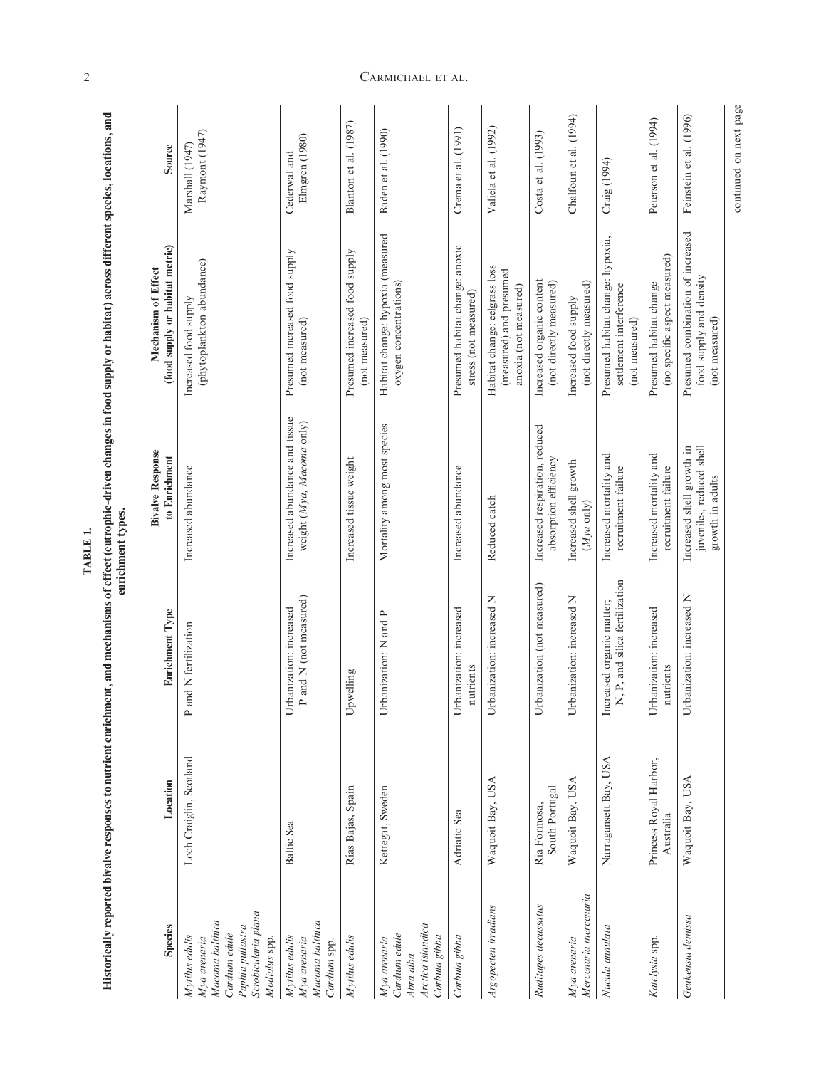**TABLE 1.**

**Historically reported bivalve responses to nutrient enrichment, and mechanisms of effect (eutrophic-driven changes in food supply or habitat) across different species, locations, and enrichment types.**

| Species | Location | Enrichment Type | Bivalve Response to Enrichment | Mechanism of Effect (food supply or habitat metric) | Source |
|---|---|---|---|---|---|
| *Mytilus edulis*<br>*Mya arenaria*<br>*Macoma balthica*<br>*Cardium edule*<br>*Paphia pullastra*<br>*Scrobicularia plana*<br>*Modiolus* spp. | Loch Craiglin, Scotland | P and N fertilization | Increased abundance | Increased food supply (phytoplankton abundance) | Marshall (1947)<br>Raymont (1947) |
| *Mytilus edulis*<br>*Mya arenaria*<br>*Macoma balthica*<br>*Cardium* spp. | Baltic Sea | Urbanization: increased P and N (not measured) | Increased abundance and tissue weight (*Mya*, *Macoma* only) | Presumed increased food supply (not measured) | Cederwal and Elmgren (1980) |
| *Mytilus edulis* | Rias Bajas, Spain | Upwelling | Increased tissue weight | Presumed increased food supply (not measured) | Blanton et al. (1987) |
| *Mya arenaria*<br>*Cardium edule*<br>*Abra alba*<br>*Arctica islandica*<br>*Corbula gibba* | Kettegat, Sweden | Urbanization: N and P | Mortality among most species | Habitat change: hypoxia (measured oxygen concentrations) | Baden et al. (1990) |
| *Corbula gibba* | Adriatic Sea | Urbanization: increased nutrients | Increased abundance | Presumed habitat change: anoxic stress (not measured) | Crema et al. (1991) |
| *Argopecten irradians* | Waquoit Bay, USA | Urbanization: increased N | Reduced catch | Habitat change: eelgrass loss (measured) and presumed anoxia (not measured) | Valiela et al. (1992) |
| *Ruditapes decussatus* | Ria Formosa, South Portugal | Urbanization (not measured) | Increased respiration, reduced absorption efficiency | Increased organic content (not directly measured) | Costa et al. (1993) |
| *Mya arenaria*<br>*Mercenaria mercenaria* | Waquoit Bay, USA | Urbanization: increased N | Increased shell growth (*Mya* only) | Increased food supply (not directly measured) | Chalfoun et al. (1994) |
| *Nucula annulata* | Narragansett Bay, USA | Increased organic matter; N, P, and silica fertilization | Increased mortality and recruitment failure | Presumed habitat change: hypoxia, settlement interference (not measured) | Craig (1994) |
| *Katelysia* spp. | Princess Royal Harbor, Australia | Urbanization: increased nutrients | Increased mortality and recruitment failure | Presumed habitat change (no specific aspect measured) | Peterson et al. (1994) |
| *Geukensia demissa* | Waquoit Bay, USA | Urbanization: increased N | Increased shell growth in juveniles, reduced shell growth in adults | Presumed combination of increased food supply and density (not measured) | Feinstein et al. (1996) |

continued on next page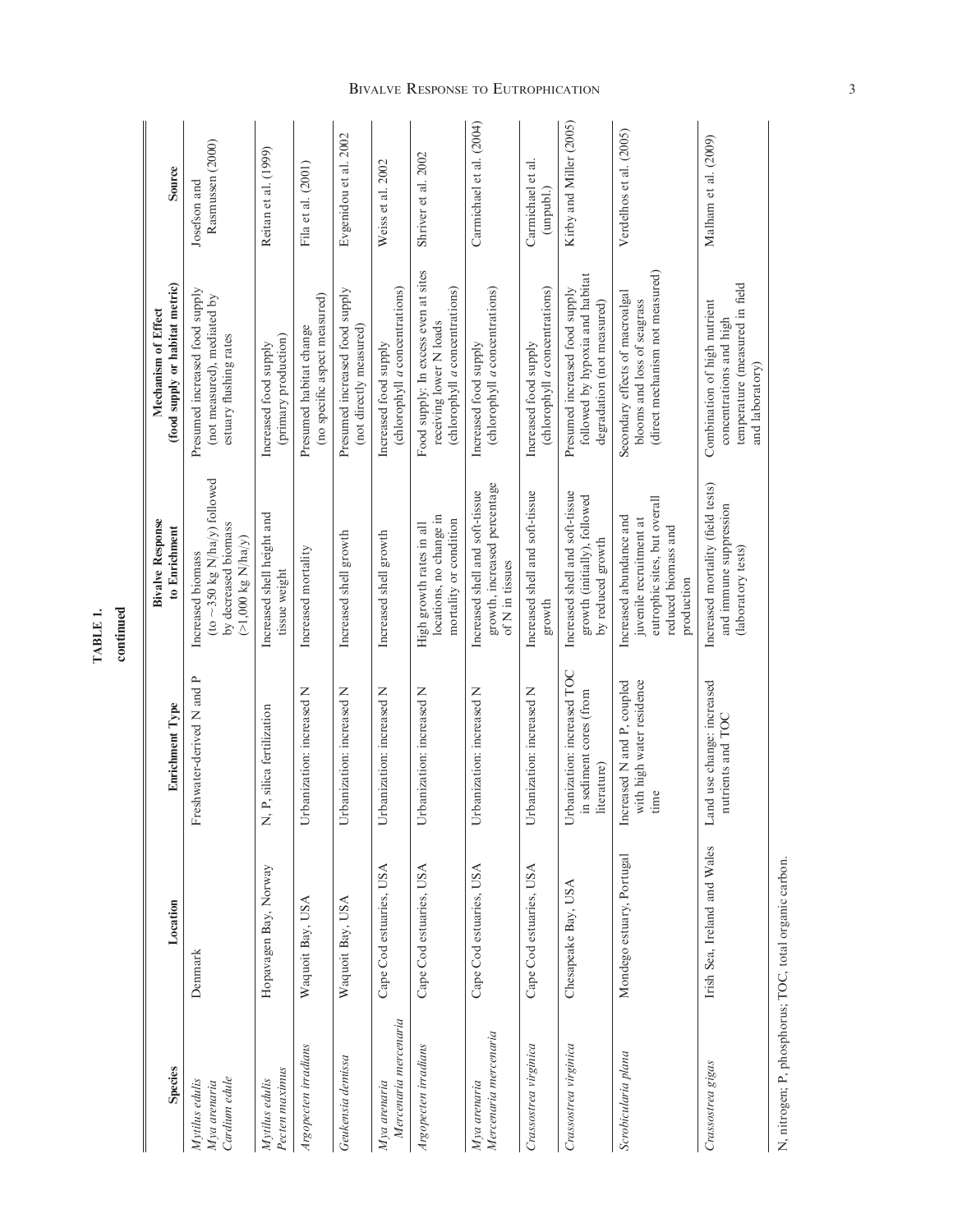**TABLE 1.**

**continued**

| Species | Location | Enrichment Type | Bivalve Response to Enrichment | Mechanism of Effect (food supply or habitat metric) | Source |
|---|---|---|---|---|---|
| *Mytilus edulis* *Mya arenaria* *Cardium edule* | Denmark | Freshwater-derived N and P | Increased biomass (to ~350 kg N/ha/y) followed by decreased biomass (>1,000 kg N/ha/y) | Presumed increased food supply (not measured), mediated by estuary flushing rates | Josefson and Rasmussen (2000) |
| *Mytilus edulis* *Pecten maximus* | Hopavagen Bay, Norway | N, P, silica fertilization | Increased shell height and tissue weight | Increased food supply (primary production) | Reitan et al. (1999) |
| *Argopecten irradians* | Waquoit Bay, USA | Urbanization: increased N | Increased mortality | Presumed habitat change (no specific aspect measured) | Fila et al. (2001) |
| *Geukensia demissa* | Waquoit Bay, USA | Urbanization: increased N | Increased shell growth | Presumed increased food supply (not directly measured) | Evgenidou et al. 2002 |
| *Mya arenaria* *Mercenaria mercenaria* | Cape Cod estuaries, USA | Urbanization: increased N | Increased shell growth | Increased food supply (chlorophyll *a* concentrations) | Weiss et al. 2002 |
| *Argopecten irradians* | Cape Cod estuaries, USA | Urbanization: increased N | High growth rates in all locations, no change in mortality or condition | Food supply: In excess even at sites receiving lower N loads (chlorophyll *a* concentrations) | Shriver et al. 2002 |
| *Mya arenaria* *Mercenaria mercenaria* | Cape Cod estuaries, USA | Urbanization: increased N | Increased shell and soft-tissue growth, increased percentage of N in tissues | Increased food supply (chlorophyll *a* concentrations) | Carmichael et al. (2004) |
| *Crassostrea virginica* | Cape Cod estuaries, USA | Urbanization: increased N | Increased shell and soft-tissue growth | Increased food supply (chlorophyll *a* concentrations) | Carmichael et al. (unpubl.) |
| *Crassostrea virginica* | Chesapeake Bay, USA | Urbanization: increased TOC in sediment cores (from literature) | Increased shell and soft-tissue growth (initially), followed by reduced growth | Presumed increased food supply followed by hypoxia and habitat degradation (not measured) | Kirby and Miller (2005) |
| *Scrobicularia plana* | Mondego estuary, Portugal | Increased N and P, coupled with high water residence time | Increased abundance and juvenile recruitment at eutrophic sites, but overall reduced biomass and production | Secondary effects of macroalgal blooms and loss of seagrass (direct mechanism not measured) | Verdelhos et al. (2005) |
| *Crassostrea gigas* | Irish Sea, Ireland and Wales | Land use change: increased nutrients and TOC | Increased mortality (field tests) and immune suppression (laboratory tests) | Combination of high nutrient concentrations and high temperature (measured in field and laboratory) | Malham et al. (2009) |

N, nitrogen; P, phosphorus; TOC, total organic carbon.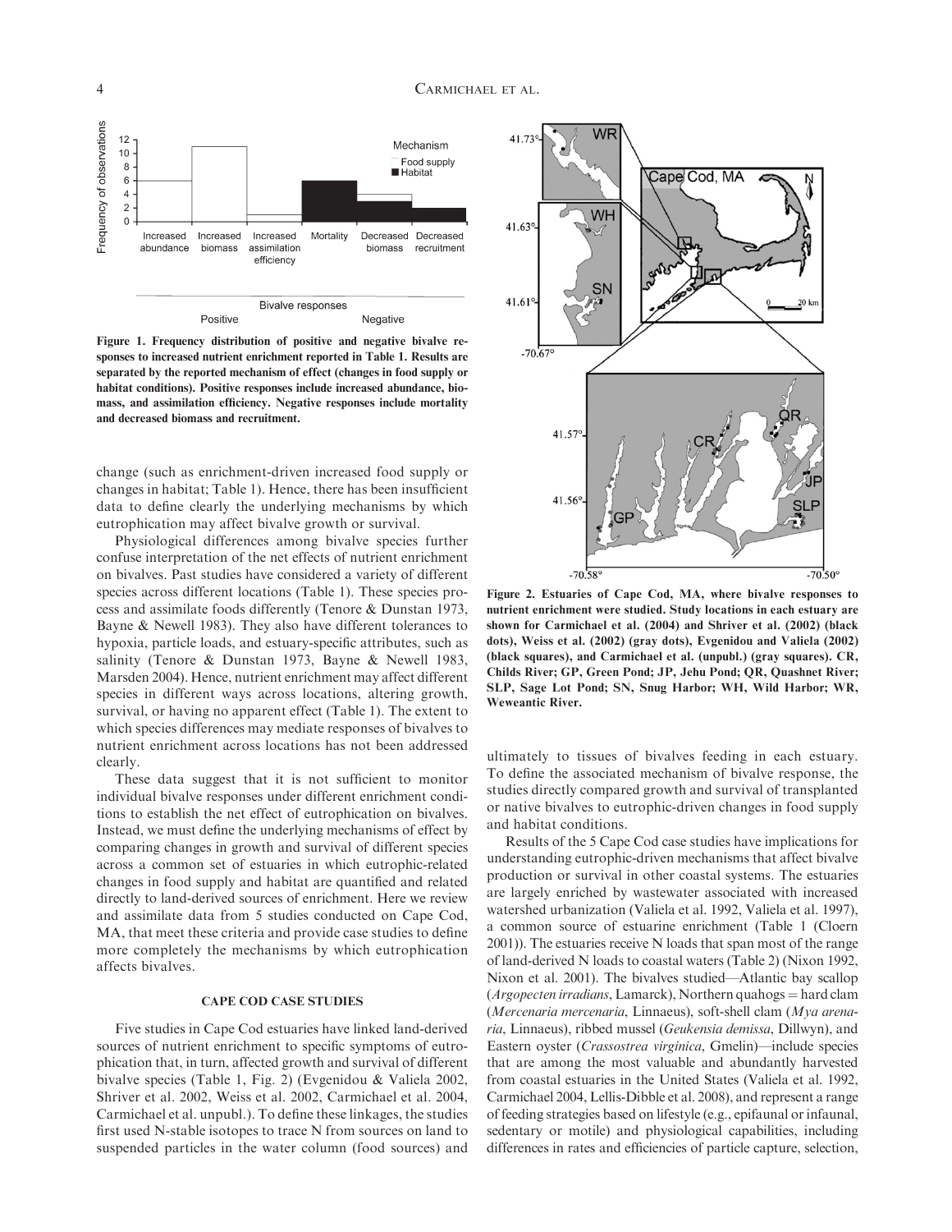Figure 1. Frequency distribution of positive and negative bivalve responses to increased nutrient enrichment reported in Table 1. Results are separated by the reported mechanism of effect (changes in food supply or habitat conditions). Positive responses include increased abundance, biomass, and assimilation efficiency. Negative responses include mortality and decreased biomass and recruitment.

change (such as enrichment-driven increased food supply or changes in habitat; Table 1). Hence, there has been insufficient data to define clearly the underlying mechanisms by which eutrophication may affect bivalve growth or survival.

Physiological differences among bivalve species further confuse interpretation of the net effects of nutrient enrichment on bivalves. Past studies have considered a variety of different species across different locations (Table 1). These species process and assimilate foods differently (Tenore & Dunstan 1973, Bayne & Newell 1983). They also have different tolerances to hypoxia, particle loads, and estuary-specific attributes, such as salinity (Tenore & Dunstan 1973, Bayne & Newell 1983, Marsden 2004). Hence, nutrient enrichment may affect different species in different ways across locations, altering growth, survival, or having no apparent effect (Table 1). The extent to which species differences may mediate responses of bivalves to nutrient enrichment across locations has not been addressed clearly.

These data suggest that it is not sufficient to monitor individual bivalve responses under different enrichment conditions to establish the net effect of eutrophication on bivalves. Instead, we must define the underlying mechanisms of effect by comparing changes in growth and survival of different species across a common set of estuaries in which eutrophic-related changes in food supply and habitat are quantified and related directly to land-derived sources of enrichment. Here we review and assimilate data from 5 studies conducted on Cape Cod, MA, that meet these criteria and provide case studies to define more completely the mechanisms by which eutrophication affects bivalves.

## CAPE COD CASE STUDIES

Five studies in Cape Cod estuaries have linked land-derived sources of nutrient enrichment to specific symptoms of eutrophication that, in turn, affected growth and survival of different bivalve species (Table 1, Fig. 2) (Evgenidou & Valiela 2002, Shriver et al. 2002, Weiss et al. 2002, Carmichael et al. 2004, Carmichael et al. unpubl.). To define these linkages, the studies first used N-stable isotopes to trace N from sources on land to suspended particles in the water column (food sources) and ultimately to tissues of bivalves feeding in each estuary. To define the associated mechanism of bivalve response, the studies directly compared growth and survival of transplanted or native bivalves to eutrophic-driven changes in food supply and habitat conditions.

Figure 2. Estuaries of Cape Cod, MA, where bivalve responses to nutrient enrichment were studied. Study locations in each estuary are shown for Carmichael et al. (2004) and Shriver et al. (2002) (black dots), Weiss et al. (2002) (gray dots), Evgenidou and Valiela (2002) (black squares), and Carmichael et al. (unpubl.) (gray squares). CR, Childs River; GP, Green Pond; JP, Jehu Pond; QR, Quashnet River; SLP, Sage Lot Pond; SN, Snug Harbor; WH, Wild Harbor; WR, Weweantic River.

Results of the 5 Cape Cod case studies have implications for understanding eutrophic-driven mechanisms that affect bivalve production or survival in other coastal systems. The estuaries are largely enriched by wastewater associated with increased watershed urbanization (Valiela et al. 1992, Valiela et al. 1997), a common source of estuarine enrichment (Table 1 (Cloern 2001)). The estuaries receive N loads that span most of the range of land-derived N loads to coastal waters (Table 2) (Nixon 1992, Nixon et al. 2001). The bivalves studied—Atlantic bay scallop (*Argopecten irradians*, Lamarck), Northern quahogs = hard clam (*Mercenaria mercenaria*, Linnaeus), soft-shell clam (*Mya arenaria*, Linnaeus), ribbed mussel (*Geukensia demissa*, Dillwyn), and Eastern oyster (*Crassostrea virginica*, Gmelin)—include species that are among the most valuable and abundantly harvested from coastal estuaries in the United States (Valiela et al. 1992, Carmichael 2004, Lellis-Dibble et al. 2008), and represent a range of feeding strategies based on lifestyle (e.g., epifaunal or infaunal, sedentary or motile) and physiological capabilities, including differences in rates and efficiencies of particle capture, selection,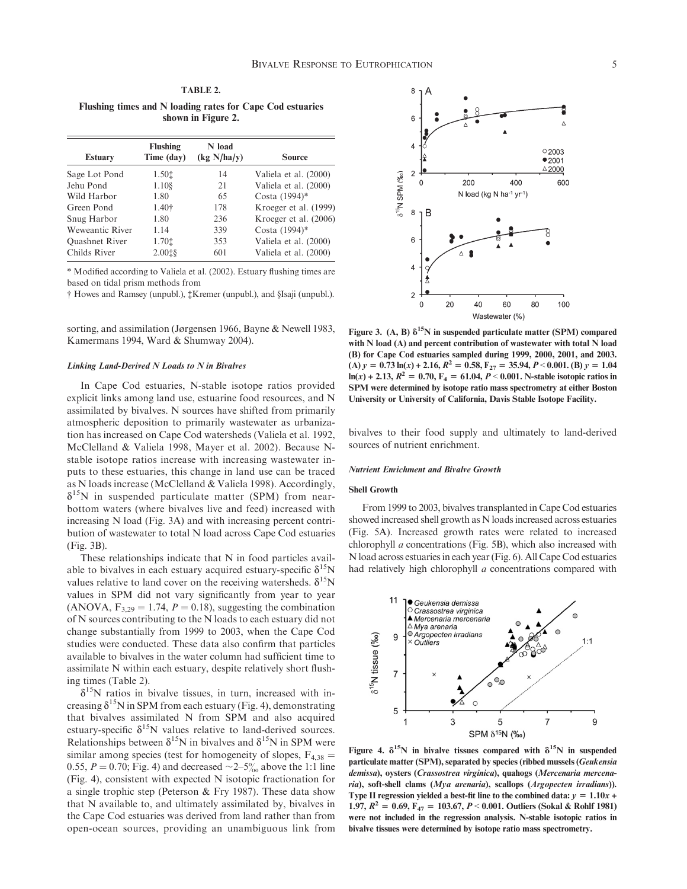**TABLE 2.**

**Flushing times and N loading rates for Cape Cod estuaries shown in Figure 2.**

| Estuary | Flushing Time (day) | N load (kg N/ha/y) | Source |
|---|---|---|---|
| Sage Lot Pond | 1.50‡ | 14 | Valiela et al. (2000) |
| Jehu Pond | 1.10§ | 21 | Valiela et al. (2000) |
| Wild Harbor | 1.80 | 65 | Costa (1994)* |
| Green Pond | 1.40† | 178 | Kroeger et al. (1999) |
| Snug Harbor | 1.80 | 236 | Kroeger et al. (2006) |
| Weweantic River | 1.14 | 339 | Costa (1994)* |
| Quashnet River | 1.70‡ | 353 | Valiela et al. (2000) |
| Childs River | 2.00‡§ | 601 | Valiela et al. (2000) |

\* Modified according to Valiela et al. (2002). Estuary flushing times are based on tidal prism methods from

† Howes and Ramsey (unpubl.), ‡Kremer (unpubl.), and §Isaji (unpubl.).

sorting, and assimilation (Jørgensen 1966, Bayne & Newell 1983, Kamermans 1994, Ward & Shumway 2004).

#### *Linking Land-Derived N Loads to N in Bivalves*

In Cape Cod estuaries, N-stable isotope ratios provided explicit links among land use, estuarine food resources, and N assimilated by bivalves. N sources have shifted from primarily atmospheric deposition to primarily wastewater as urbanization has increased on Cape Cod watersheds (Valiela et al. 1992, McClelland & Valiela 1998, Mayer et al. 2002). Because N-stable isotope ratios increase with increasing wastewater inputs to these estuaries, this change in land use can be traced as N loads increase (McClelland & Valiela 1998). Accordingly, $\delta^{15}N$ in suspended particulate matter (SPM) from near-bottom waters (where bivalves live and feed) increased with increasing N load (Fig. 3A) and with increasing percent contribution of wastewater to total N load across Cape Cod estuaries (Fig. 3B).

These relationships indicate that N in food particles available to bivalves in each estuary acquired estuary-specific $\delta^{15}N$ values relative to land cover on the receiving watersheds. $\delta^{15}N$ values in SPM did not vary significantly from year to year (ANOVA, $F_{3,29} = 1.74$, $P = 0.18$), suggesting the combination of N sources contributing to the N loads to each estuary did not change substantially from 1999 to 2003, when the Cape Cod studies were conducted. These data also confirm that particles available to bivalves in the water column had sufficient time to assimilate N within each estuary, despite relatively short flushing times (Table 2).

$\delta^{15}N$ ratios in bivalve tissues, in turn, increased with increasing $\delta^{15}N$ in SPM from each estuary (Fig. 4), demonstrating that bivalves assimilated N from SPM and also acquired estuary-specific $\delta^{15}N$ values relative to land-derived sources. Relationships between $\delta^{15}N$ in bivalves and $\delta^{15}N$ in SPM were similar among species (test for homogeneity of slopes, $F_{4,38} = 0.55$, $P = 0.70$; Fig. 4) and decreased ~2–5‰ above the 1:1 line (Fig. 4), consistent with expected N isotopic fractionation for a single trophic step (Peterson & Fry 1987). These data show that N available to, and ultimately assimilated by, bivalves in the Cape Cod estuaries was derived from land rather than from open-ocean sources, providing an unambiguous link from bivalves to their food supply and ultimately to land-derived sources of nutrient enrichment.

**Figure 3. (A, B) $\delta^{15}N$ in suspended particulate matter (SPM) compared with N load (A) and percent contribution of wastewater with total N load (B) for Cape Cod estuaries sampled during 1999, 2000, 2001, and 2003. (A) $y = 0.73 \ln(x) + 2.16$, $R^2 = 0.58$, $F_{27} = 35.94$, $P < 0.001$. (B) $y = 1.04 \ln(x) + 2.13$, $R^2 = 0.70$, $F_4 = 61.04$, $P < 0.001$. N-stable isotopic ratios in SPM were determined by isotope ratio mass spectrometry at either Boston University or University of California, Davis Stable Isotope Facility.**

#### *Nutrient Enrichment and Bivalve Growth*

**Shell Growth**

From 1999 to 2003, bivalves transplanted in Cape Cod estuaries showed increased shell growth as N loads increased across estuaries (Fig. 5A). Increased growth rates were related to increased chlorophyll *a* concentrations (Fig. 5B), which also increased with N load across estuaries in each year (Fig. 6). All Cape Cod estuaries had relatively high chlorophyll *a* concentrations compared with

**Figure 4. $\delta^{15}N$ in bivalve tissues compared with $\delta^{15}N$ in suspended particulate matter (SPM), separated by species (ribbed mussels (*Geukensia demissa*), oysters (*Crassostrea virginica*), quahogs (*Mercenaria mercenaria*), soft-shell clams (*Mya arenaria*), scallops (*Argopecten irradians*)). Type II regression yielded a best-fit line to the combined data: $y = 1.10x + 1.97$, $R^2 = 0.69$, $F_{47} = 103.67$, $P < 0.001$. Outliers (Sokal & Rohlf 1981) were not included in the regression analysis. N-stable isotopic ratios in bivalve tissues were determined by isotope ratio mass spectrometry.**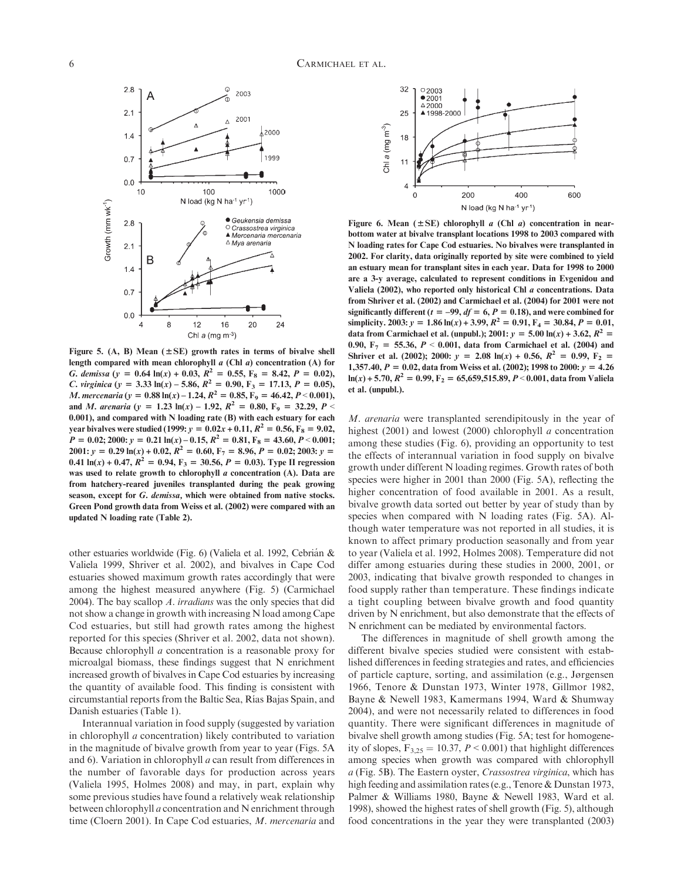Figure 5. (A, B) Mean (±SE) growth rates in terms of bivalve shell length compared with mean chlorophyll *a* (Chl *a*) concentration (A) for *G. demissa* ($y = 0.64 \ln(x) + 0.03$, $R^2 = 0.55$, $F_8 = 8.42$, $P = 0.02$), *C. virginica* ($y = 3.33 \ln(x) - 5.86$, $R^2 = 0.90$, $F_3 = 17.13$, $P = 0.05$), *M. mercenaria* ($y = 0.88 \ln(x) - 1.24$, $R^2 = 0.85$, $F_9 = 46.42$, $P < 0.001$), and *M. arenaria* ($y = 1.23 \ln(x) - 1.92$, $R^2 = 0.80$, $F_9 = 32.29$, $P < 0.001$), and compared with N loading rate (B) with each estuary for each year bivalves were studied (1999: $y = 0.02x + 0.11$, $R^2 = 0.56$, $F_8 = 9.02$, $P = 0.02$; 2000: $y = 0.21 \ln(x) - 0.15$, $R^2 = 0.81$, $F_8 = 43.60$, $P < 0.001$; 2001: $y = 0.29 \ln(x) + 0.02$, $R^2 = 0.60$, $F_7 = 8.96$, $P = 0.02$; 2003: $y = 0.41 \ln(x) + 0.47$, $R^2 = 0.94$, $F_3 = 30.56$, $P = 0.03$). Type II regression was used to relate growth to chlorophyll *a* concentration (A). Data are from hatchery-reared juveniles transplanted during the peak growing season, except for *G. demissa*, which were obtained from native stocks. Green Pond growth data from Weiss et al. (2002) were compared with an updated N loading rate (Table 2).

Figure 6. Mean (±SE) chlorophyll *a* (Chl *a*) concentration in near-bottom water at bivalve transplant locations 1998 to 2003 compared with N loading rates for Cape Cod estuaries. No bivalves were transplanted in 2002. For clarity, data originally reported by site were combined to yield an estuary mean for transplant sites in each year. Data for 1998 to 2000 are a 3-y average, calculated to represent conditions in Evgenidou and Valiela (2002), who reported only historical Chl *a* concentrations. Data from Shriver et al. (2002) and Carmichael et al. (2004) for 2001 were not significantly different ($t = -99$, $df = 6$, $P = 0.18$), and were combined for simplicity. 2003: $y = 1.86 \ln(x) + 3.99$, $R^2 = 0.91$, $F_4 = 30.84$, $P = 0.01$, data from Carmichael et al. (unpubl.); 2001: $y = 5.00 \ln(x) + 3.62$, $R^2 = 0.90$, $F_7 = 55.36$, $P < 0.001$, data from Carmichael et al. (2004) and Shriver et al. (2002); 2000: $y = 2.08 \ln(x) + 0.56$, $R^2 = 0.99$, $F_2 = 1{,}357.40$, $P = 0.02$, data from Weiss et al. (2002); 1998 to 2000: $y = 4.26 \ln(x) + 5.70$, $R^2 = 0.99$, $F_2 = 65{,}659{,}515.89$, $P < 0.001$, data from Valiela et al. (unpubl.).

other estuaries worldwide (Fig. 6) (Valiela et al. 1992, Cebrián & Valiela 1999, Shriver et al. 2002), and bivalves in Cape Cod estuaries showed maximum growth rates accordingly that were among the highest measured anywhere (Fig. 5) (Carmichael 2004). The bay scallop *A. irradians* was the only species that did not show a change in growth with increasing N load among Cape Cod estuaries, but still had growth rates among the highest reported for this species (Shriver et al. 2002, data not shown). Because chlorophyll *a* concentration is a reasonable proxy for microalgal biomass, these findings suggest that N enrichment increased growth of bivalves in Cape Cod estuaries by increasing the quantity of available food. This finding is consistent with circumstantial reports from the Baltic Sea, Rías Bajas Spain, and Danish estuaries (Table 1).

Interannual variation in food supply (suggested by variation in chlorophyll *a* concentration) likely contributed to variation in the magnitude of bivalve growth from year to year (Figs. 5A and 6). Variation in chlorophyll *a* can result from differences in the number of favorable days for production across years (Valiela 1995, Holmes 2008) and may, in part, explain why some previous studies have found a relatively weak relationship between chlorophyll *a* concentration and N enrichment through time (Cloern 2001). In Cape Cod estuaries, *M. mercenaria* and *M. arenaria* were transplanted serendipitously in the year of highest (2001) and lowest (2000) chlorophyll *a* concentration among these studies (Fig. 6), providing an opportunity to test the effects of interannual variation in food supply on bivalve growth under different N loading regimes. Growth rates of both species were higher in 2001 than 2000 (Fig. 5A), reflecting the higher concentration of food available in 2001. As a result, bivalve growth data sorted out better by year of study than by species when compared with N loading rates (Fig. 5A). Although water temperature was not reported in all studies, it is known to affect primary production seasonally and from year to year (Valiela et al. 1992, Holmes 2008). Temperature did not differ among estuaries during these studies in 2000, 2001, or 2003, indicating that bivalve growth responded to changes in food supply rather than temperature. These findings indicate a tight coupling between bivalve growth and food quantity driven by N enrichment, but also demonstrate that the effects of N enrichment can be mediated by environmental factors.

The differences in magnitude of shell growth among the different bivalve species studied were consistent with established differences in feeding strategies and rates, and efficiencies of particle capture, sorting, and assimilation (e.g., Jørgensen 1966, Tenore & Dunstan 1973, Winter 1978, Gillmor 1982, Bayne & Newell 1983, Kamermans 1994, Ward & Shumway 2004), and were not necessarily related to differences in food quantity. There were significant differences in magnitude of bivalve shell growth among studies (Fig. 5A; test for homogeneity of slopes, $F_{3,25} = 10.37$, $P < 0.001$) that highlight differences among species when growth was compared with chlorophyll *a* (Fig. 5B). The Eastern oyster, *Crassostrea virginica*, which has high feeding and assimilation rates (e.g., Tenore & Dunstan 1973, Palmer & Williams 1980, Bayne & Newell 1983, Ward et al. 1998), showed the highest rates of shell growth (Fig. 5), although food concentrations in the year they were transplanted (2003)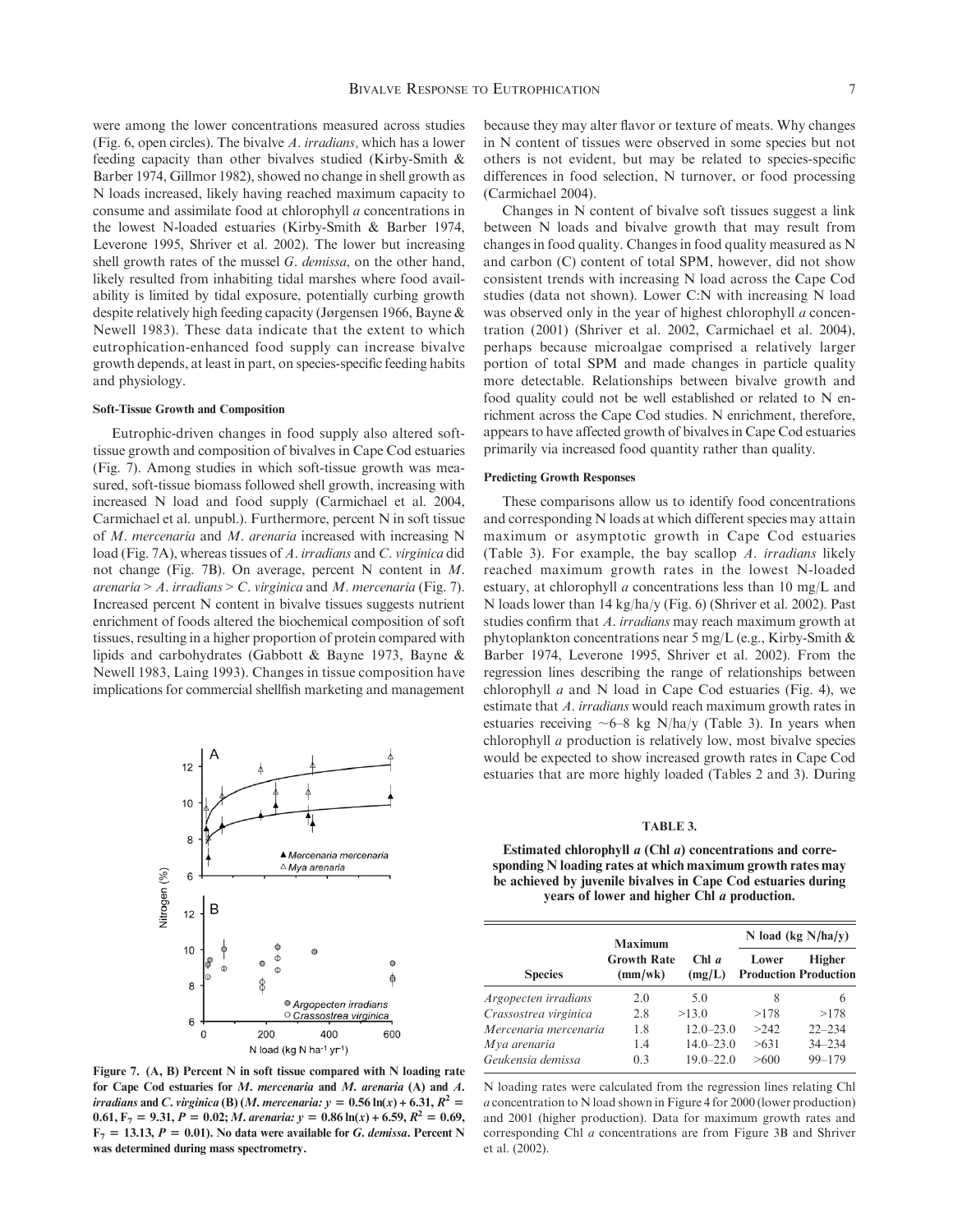were among the lower concentrations measured across studies (Fig. 6, open circles). The bivalve *A. irradians*, which has a lower feeding capacity than other bivalves studied (Kirby-Smith & Barber 1974, Gillmor 1982), showed no change in shell growth as N loads increased, likely having reached maximum capacity to consume and assimilate food at chlorophyll *a* concentrations in the lowest N-loaded estuaries (Kirby-Smith & Barber 1974, Leverone 1995, Shriver et al. 2002). The lower but increasing shell growth rates of the mussel *G. demissa*, on the other hand, likely resulted from inhabiting tidal marshes where food availability is limited by tidal exposure, potentially curbing growth despite relatively high feeding capacity (Jørgensen 1966, Bayne & Newell 1983). These data indicate that the extent to which eutrophication-enhanced food supply can increase bivalve growth depends, at least in part, on species-specific feeding habits and physiology.

#### Soft-Tissue Growth and Composition

Eutrophic-driven changes in food supply also altered soft-tissue growth and composition of bivalves in Cape Cod estuaries (Fig. 7). Among studies in which soft-tissue growth was measured, soft-tissue biomass followed shell growth, increasing with increased N load and food supply (Carmichael et al. 2004, Carmichael et al. unpubl.). Furthermore, percent N in soft tissue of *M. mercenaria* and *M. arenaria* increased with increasing N load (Fig. 7A), whereas tissues of *A. irradians* and *C. virginica* did not change (Fig. 7B). On average, percent N content in *M. arenaria* > *A. irradians* > *C. virginica* and *M. mercenaria* (Fig. 7). Increased percent N in bivalve tissues suggests nutrient enrichment of foods altered the biochemical composition of soft tissues, resulting in a higher proportion of protein compared with lipids and carbohydrates (Gabbott & Bayne 1973, Bayne & Newell 1983, Laing 1993). Changes in tissue composition have implications for commercial shellfish marketing and management because they may alter flavor or texture of meats. Why changes in N content of tissues were observed in some species but not others is not evident, but may be related to species-specific differences in food selection, N turnover, or food processing (Carmichael 2004).

**Figure 7. (A, B) Percent N in soft tissue compared with N loading rate for Cape Cod estuaries for *M. mercenaria* and *M. arenaria* (A) and *A. irradians* and *C. virginica* (B) (*M. mercenaria*: $y = 0.56\ln(x) + 6.31$, $R^2 = 0.61$, $F_7 = 9.31$, $P = 0.02$; *M. arenaria*: $y = 0.86\ln(x) + 6.59$, $R^2 = 0.69$, $F_7 = 13.13$, $P = 0.01$). No data were available for *G. demissa*. Percent N was determined during mass spectrometry.**

Changes in N content of bivalve soft tissues suggest a link between N loads and bivalve growth that may result from changes in food quality. Changes in food quality measured as N and carbon (C) content of total SPM, however, did not show consistent trends with increasing N load across the Cape Cod studies (data not shown). Lower C:N with increasing N load was observed only in the year of highest chlorophyll *a* concentration (2001) (Shriver et al. 2002, Carmichael et al. 2004), perhaps because microalgae comprised a relatively larger portion of total SPM and made changes in particle quality more detectable. Relationships between bivalve growth and food quality could not be well established or related to N enrichment across the Cape Cod studies. N enrichment, therefore, appears to have affected growth of bivalves in Cape Cod estuaries primarily via increased food quantity rather than quality.

#### Predicting Growth Responses

These comparisons allow us to identify food concentrations and corresponding N loads at which different species may attain maximum or asymptotic growth in Cape Cod estuaries (Table 3). For example, the bay scallop *A. irradians* likely reached maximum growth rates in the lowest N-loaded estuary, at chlorophyll *a* concentrations less than 10 mg/L and N loads lower than 14 kg/ha/y (Fig. 6) (Shriver et al. 2002). Past studies confirm that *A. irradians* may reach maximum growth at phytoplankton concentrations near 5 mg/L (e.g., Kirby-Smith & Barber 1974, Leverone 1995, Shriver et al. 2002). From the regression lines describing the range of relationships between chlorophyll *a* and N load in Cape Cod estuaries (Fig. 4), we estimate that *A. irradians* would reach maximum growth rates in estuaries receiving ~6–8 kg N/ha/y (Table 3). In years when chlorophyll *a* production is relatively low, most bivalve species would be expected to show increased growth rates in Cape Cod estuaries that are more highly loaded (Tables 2 and 3). During

**TABLE 3.**

**Estimated chlorophyll *a* (Chl *a*) concentrations and corresponding N loading rates at which maximum growth rates may be achieved by juvenile bivalves in Cape Cod estuaries during years of lower and higher Chl *a* production.**

| Species | Maximum Growth Rate (mm/wk) | Chl *a* (mg/L) | N load (kg N/ha/y) Lower Production | N load (kg N/ha/y) Higher Production |
|---|---|---|---|---|
| *Argopecten irradians* | 2.0 | 5.0 | 8 | 6 |
| *Crassostrea virginica* | 2.8 | >13.0 | >178 | >178 |
| *Mercenaria mercenaria* | 1.8 | 12.0–23.0 | >242 | 22–234 |
| *Mya arenaria* | 1.4 | 14.0–23.0 | >631 | 34–234 |
| *Geukensia demissa* | 0.3 | 19.0–22.0 | >600 | 99–179 |

N loading rates were calculated from the regression lines relating Chl *a* concentration to N load shown in Figure 4 for 2000 (lower production) and 2001 (higher production). Data for maximum growth rates and corresponding Chl *a* concentrations are from Figure 3B and Shriver et al. (2002).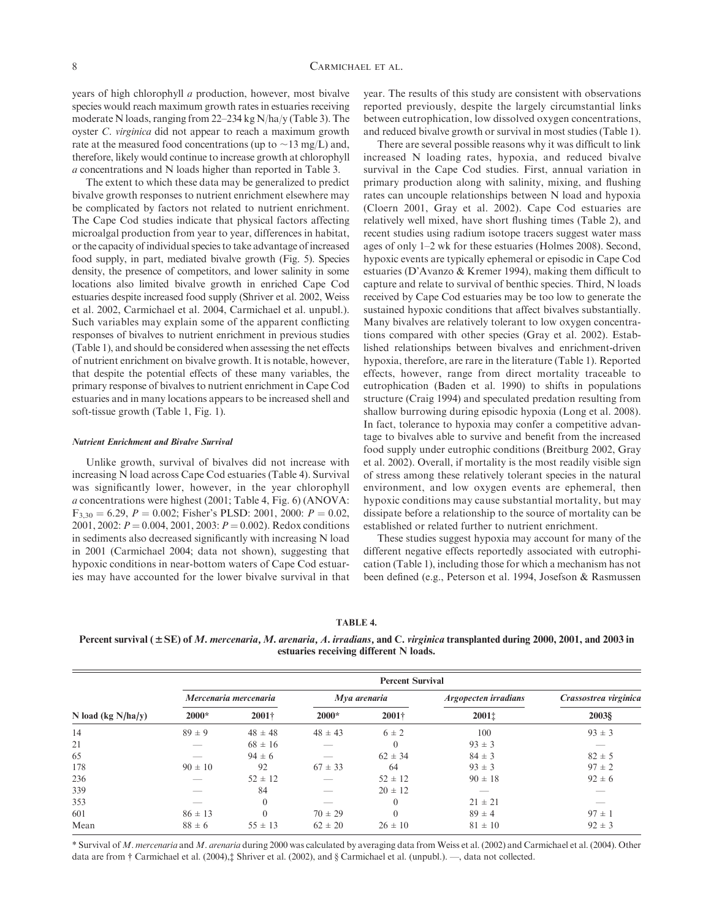years of high chlorophyll *a* production, however, most bivalve species would reach maximum growth rates in estuaries receiving moderate N loads, ranging from 22–234 kg N/ha/y (Table 3). The oyster *C. virginica* did not appear to reach a maximum growth rate at the measured food concentrations (up to ~13 mg/L) and, therefore, likely would continue to increase growth at chlorophyll *a* concentrations and N loads higher than reported in Table 3.

The extent to which these data may be generalized to predict bivalve growth responses to nutrient enrichment elsewhere may be complicated by factors not related to nutrient enrichment. The Cape Cod studies indicate that physical factors affecting microalgal production from year to year, differences in habitat, or the capacity of individual species to take advantage of increased food supply, in part, mediated bivalve growth (Fig. 5). Species density, the presence of competitors, and lower salinity in some locations also limited bivalve growth in enriched Cape Cod estuaries despite increased food supply (Shriver et al. 2002, Weiss et al. 2002, Carmichael et al. 2004, Carmichael et al. unpubl.). Such variables may explain some of the apparent conflicting responses of bivalves to nutrient enrichment in previous studies (Table 1), and should be considered when assessing the net effects of nutrient enrichment on bivalve growth. It is notable, however, that despite the potential effects of these many variables, the primary response of bivalves to nutrient enrichment in Cape Cod estuaries and in many locations appears to be increased shell and soft-tissue growth (Table 1, Fig. 1).

### *Nutrient Enrichment and Bivalve Survival*

Unlike growth, survival of bivalves did not increase with increasing N load across Cape Cod estuaries (Table 4). Survival was significantly lower, however, in the year chlorophyll *a* concentrations were highest (2001; Table 4, Fig. 6) (ANOVA: $F_{3,30} = 6.29$, $P = 0.002$; Fisher's PLSD: 2001, 2000: $P = 0.02$, 2001, 2002: $P = 0.004$, 2001, 2003: $P = 0.002$). Redox conditions in sediments also decreased significantly with increasing N load in 2001 (Carmichael 2004; data not shown), suggesting that hypoxic conditions in near-bottom waters of Cape Cod estuaries may have accounted for the lower bivalve survival in that year. The results of this study are consistent with observations reported previously, despite the largely circumstantial links between eutrophication, low dissolved oxygen concentrations, and reduced bivalve growth or survival in most studies (Table 1).

There are several possible reasons why it was difficult to link increased N loading rates, hypoxia, and reduced bivalve survival in the Cape Cod studies. First, annual variation in primary production along with salinity, mixing, and flushing rates can uncouple relationships between N load and hypoxia (Cloern 2001, Gray et al. 2002). Cape Cod estuaries are relatively well mixed, have short flushing times (Table 2), and recent studies using radium isotope tracers suggest water mass ages of only 1–2 wk for these estuaries (Holmes 2008). Second, hypoxic events are typically ephemeral or episodic in Cape Cod estuaries (D'Avanzo & Kremer 1994), making them difficult to capture and relate to survival of benthic species. Third, N loads received by Cape Cod estuaries may be too low to generate the sustained hypoxic conditions that affect bivalves substantially. Many bivalves are relatively tolerant to low oxygen concentrations compared with other species (Gray et al. 2002). Established relationships between bivalves and enrichment-driven hypoxia, therefore, are rare in the literature (Table 1). Reported effects, however, range from direct mortality traceable to eutrophication (Baden et al. 1990) to shifts in populations structure (Craig 1994) and speculated predation resulting from shallow burrowing during episodic hypoxia (Long et al. 2008). In fact, tolerance to hypoxia may confer a competitive advantage to bivalves able to survive and benefit from the increased food supply under eutrophic conditions (Breitburg 2002, Gray et al. 2002). Overall, if mortality is the most readily visible sign of stress among these relatively tolerant species in the natural environment, and low oxygen events are ephemeral, then hypoxic conditions may cause substantial mortality, but may dissipate before a relationship to the source of mortality can be established or related further to nutrient enrichment.

These studies suggest hypoxia may account for many of the different negative effects reportedly associated with eutrophication (Table 1), including those for which a mechanism has not been defined (e.g., Peterson et al. 1994, Josefson & Rasmussen

**TABLE 4.**

**Percent survival (± SE) of *M. mercenaria*, *M. arenaria*, *A. irradians*, and *C. virginica* transplanted during 2000, 2001, and 2003 in estuaries receiving different N loads.**

| | Percent Survival | | | | | |
|---|---|---|---|---|---|---|
| | *Mercenaria mercenaria* | | *Mya arenaria* | | *Argopecten irradians* | *Crassostrea virginica* |
| N load (kg N/ha/y) | 2000* | 2001† | 2000* | 2001† | 2001‡ | 2003§ |
| 14 | 89 ± 9 | 48 ± 48 | 48 ± 43 | 6 ± 2 | 100 | 93 ± 3 |
| 21 | — | 68 ± 16 | — | 0 | 93 ± 3 | — |
| 65 | — | 94 ± 6 | — | 62 ± 34 | 84 ± 3 | 82 ± 5 |
| 178 | 90 ± 10 | 92 | 67 ± 33 | 64 | 93 ± 3 | 97 ± 2 |
| 236 | — | 52 ± 12 | — | 52 ± 12 | 90 ± 18 | 92 ± 6 |
| 339 | — | 84 | — | 20 ± 12 | — | — |
| 353 | — | 0 | — | 0 | 21 ± 21 | — |
| 601 | 86 ± 13 | 0 | 70 ± 29 | 0 | 89 ± 4 | 97 ± 1 |
| Mean | 88 ± 6 | 55 ± 13 | 62 ± 20 | 26 ± 10 | 81 ± 10 | 92 ± 3 |

\* Survival of *M. mercenaria* and *M. arenaria* during 2000 was calculated by averaging data from Weiss et al. (2002) and Carmichael et al. (2004). Other data are from † Carmichael et al. (2004),‡ Shriver et al. (2002), and § Carmichael et al. (unpubl.). —, data not collected.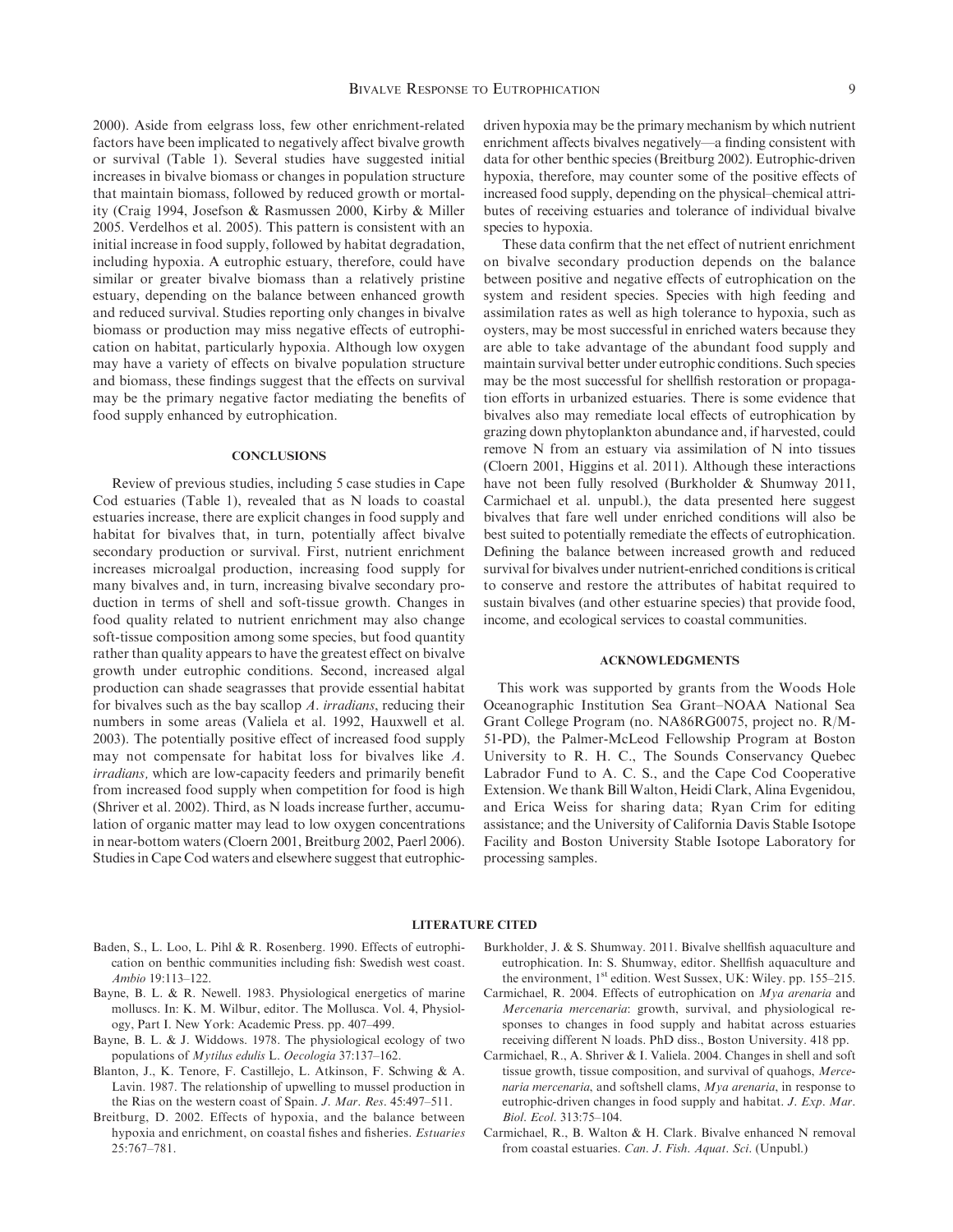2000). Aside from eelgrass loss, few other enrichment-related factors have been implicated to negatively affect bivalve growth or survival (Table 1). Several studies have suggested initial increases in bivalve biomass or changes in population structure that maintain biomass, followed by reduced growth or mortality (Craig 1994, Josefson & Rasmussen 2000, Kirby & Miller 2005. Verdelhos et al. 2005). This pattern is consistent with an initial increase in food supply, followed by habitat degradation, including hypoxia. A eutrophic estuary, therefore, could have similar or greater bivalve biomass than a relatively pristine estuary, depending on the balance between enhanced growth and reduced survival. Studies reporting only changes in bivalve biomass or production may miss negative effects of eutrophication on habitat, particularly hypoxia. Although low oxygen may have a variety of effects on bivalve population structure and biomass, these findings suggest that the effects on survival may be the primary negative factor mediating the benefits of food supply enhanced by eutrophication.

## CONCLUSIONS

Review of previous studies, including 5 case studies in Cape Cod estuaries (Table 1), revealed that as N loads to coastal estuaries increase, there are explicit changes in food supply and habitat for bivalves that, in turn, potentially affect bivalve secondary production or survival. First, nutrient enrichment increases microalgal production, increasing food supply for many bivalves and, in turn, increasing bivalve secondary production in terms of shell and soft-tissue growth. Changes in food quality related to nutrient enrichment may also change soft-tissue composition among some species, but food quantity rather than quality appears to have the greatest effect on bivalve growth under eutrophic conditions. Second, increased algal production can shade seagrasses that provide essential habitat for bivalves such as the bay scallop *A. irradians*, reducing their numbers in some areas (Valiela et al. 1992, Hauxwell et al. 2003). The potentially positive effect of increased food supply may not compensate for habitat loss for bivalves like *A. irradians,* which are low-capacity feeders and primarily benefit from increased food supply when competition for food is high (Shriver et al. 2002). Third, as N loads increase further, accumulation of organic matter may lead to low oxygen concentrations in near-bottom waters (Cloern 2001, Breitburg 2002, Paerl 2006). Studies in Cape Cod waters and elsewhere suggest that eutrophic-driven hypoxia may be the primary mechanism by which nutrient enrichment affects bivalves negatively—a finding consistent with data for other benthic species (Breitburg 2002). Eutrophic-driven hypoxia, therefore, may counter some of the positive effects of increased food supply, depending on the physical–chemical attributes of receiving estuaries and tolerance of individual bivalve species to hypoxia.

These data confirm that the net effect of nutrient enrichment on bivalve secondary production depends on the balance between positive and negative effects of eutrophication on the system and resident species. Species with high feeding and assimilation rates as well as high tolerance to hypoxia, such as oysters, may be most successful in enriched waters because they are able to take advantage of the abundant food supply and maintain survival better under eutrophic conditions. Such species may be the most successful for shellfish restoration or propagation efforts in urbanized estuaries. There is some evidence that bivalves also may remediate local effects of eutrophication by grazing down phytoplankton abundance and, if harvested, could remove N from an estuary via assimilation of N into tissues (Cloern 2001, Higgins et al. 2011). Although these interactions have not been fully resolved (Burkholder & Shumway 2011, Carmichael et al. unpubl.), the data presented here suggest bivalves that fare well under enriched conditions will also be best suited to potentially remediate the effects of eutrophication. Defining the balance between increased growth and reduced survival for bivalves under nutrient-enriched conditions is critical to conserve and restore the attributes of habitat required to sustain bivalves (and other estuarine species) that provide food, income, and ecological services to coastal communities.

## ACKNOWLEDGMENTS

This work was supported by grants from the Woods Hole Oceanographic Institution Sea Grant–NOAA National Sea Grant College Program (no. NA86RG0075, project no. R/M-51-PD), the Palmer-McLeod Fellowship Program at Boston University to R. H. C., The Sounds Conservancy Quebec Labrador Fund to A. C. S., and the Cape Cod Cooperative Extension. We thank Bill Walton, Heidi Clark, Alina Evgenidou, and Erica Weiss for sharing data; Ryan Crim for editing assistance; and the University of California Davis Stable Isotope Facility and Boston University Stable Isotope Laboratory for processing samples.

## LITERATURE CITED

Baden, S., L. Loo, L. Pihl & R. Rosenberg. 1990. Effects of eutrophication on benthic communities including fish: Swedish west coast. *Ambio* 19:113–122.

Bayne, B. L. & R. Newell. 1983. Physiological energetics of marine molluscs. In: K. M. Wilbur, editor. The Mollusca. Vol. 4, Physiology, Part I. New York: Academic Press. pp. 407–499.

Bayne, B. L. & J. Widdows. 1978. The physiological ecology of two populations of *Mytilus edulis* L. *Oecologia* 37:137–162.

Blanton, J., K. Tenore, F. Castillejo, L. Atkinson, F. Schwing & A. Lavin. 1987. The relationship of upwelling to mussel production in the Rias on the western coast of Spain. *J. Mar. Res*. 45:497–511.

Breitburg, D. 2002. Effects of hypoxia, and the balance between hypoxia and enrichment, on coastal fishes and fisheries. *Estuaries* 25:767–781.

Burkholder, J. & S. Shumway. 2011. Bivalve shellfish aquaculture and eutrophication. In: S. Shumway, editor. Shellfish aquaculture and the environment, 1st edition. West Sussex, UK: Wiley. pp. 155–215.

Carmichael, R. 2004. Effects of eutrophication on *Mya arenaria* and *Mercenaria mercenaria*: growth, survival, and physiological responses to changes in food supply and habitat across estuaries receiving different N loads. PhD diss., Boston University. 418 pp.

Carmichael, R., A. Shriver & I. Valiela. 2004. Changes in shell and soft tissue growth, tissue composition, and survival of quahogs, *Mercenaria mercenaria*, and softshell clams, *Mya arenaria*, in response to eutrophic-driven changes in food supply and habitat. *J. Exp. Mar. Biol. Ecol*. 313:75–104.

Carmichael, R., B. Walton & H. Clark. Bivalve enhanced N removal from coastal estuaries. *Can. J. Fish. Aquat. Sci*. (Unpubl.)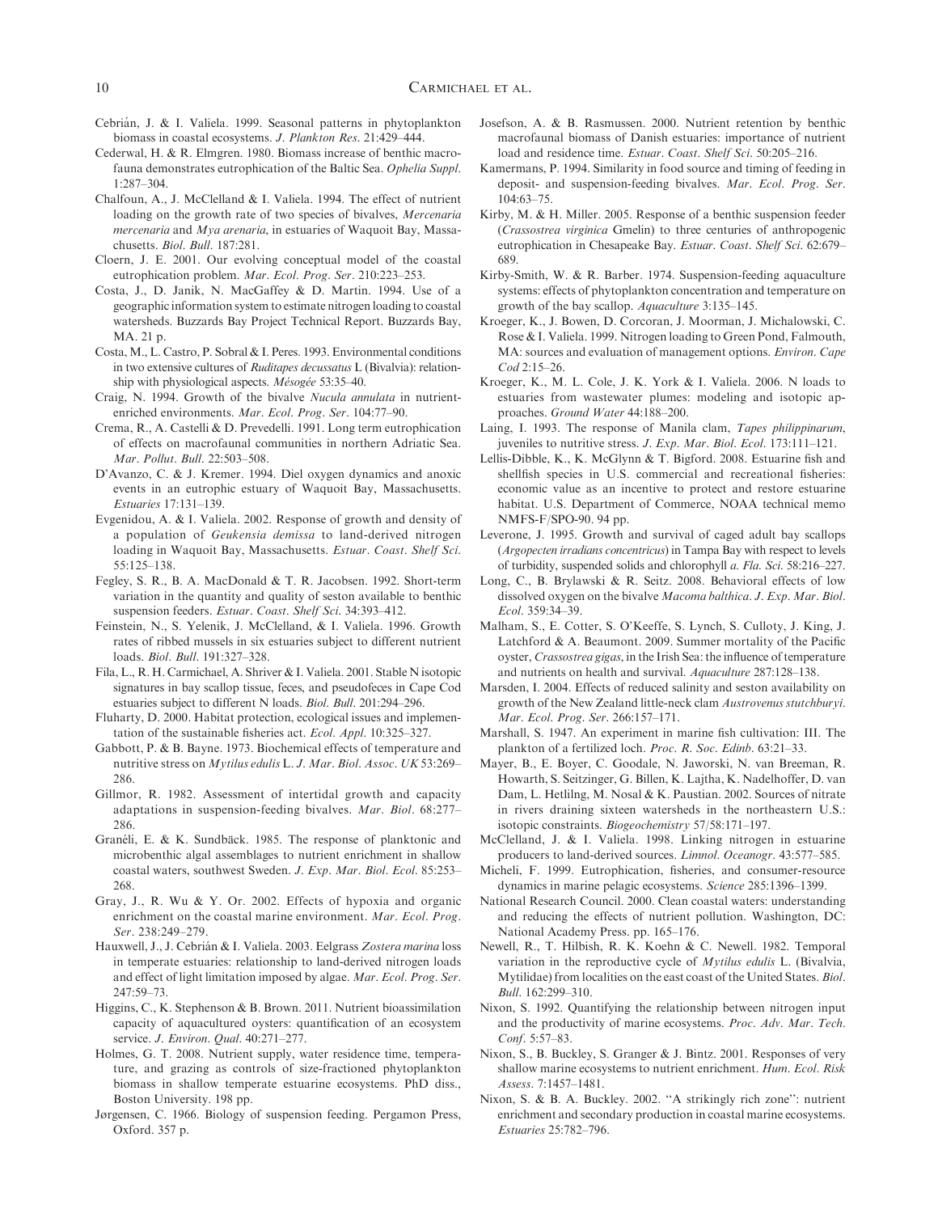Cebrián, J. & I. Valiela. 1999. Seasonal patterns in phytoplankton biomass in coastal ecosystems. *J. Plankton Res.* 21:429–444.

Cederwal, H. & R. Elmgren. 1980. Biomass increase of benthic macrofauna demonstrates eutrophication of the Baltic Sea. *Ophelia Suppl.* 1:287–304.

Chalfoun, A., J. McClelland & I. Valiela. 1994. The effect of nutrient loading on the growth rate of two species of bivalves, *Mercenaria mercenaria* and *Mya arenaria*, in estuaries of Waquoit Bay, Massachusetts. *Biol. Bull.* 187:281.

Cloern, J. E. 2001. Our evolving conceptual model of the coastal eutrophication problem. *Mar. Ecol. Prog. Ser.* 210:223–253.

Costa, J., D. Janik, N. MacGaffey & D. Martin. 1994. Use of a geographic information system to estimate nitrogen loading to coastal watersheds. Buzzards Bay Project Technical Report. Buzzards Bay, MA. 21 p.

Costa, M., L. Castro, P. Sobral & I. Peres. 1993. Environmental conditions in two extensive cultures of *Ruditapes decussatus* L (Bivalvia): relationship with physiological aspects. *Mésogée* 53:35–40.

Craig, N. 1994. Growth of the bivalve *Nucula annulata* in nutrient-enriched environments. *Mar. Ecol. Prog. Ser.* 104:77–90.

Crema, R., A. Castelli & D. Prevedelli. 1991. Long term eutrophication of effects on macrofaunal communities in northern Adriatic Sea. *Mar. Pollut. Bull.* 22:503–508.

D'Avanzo, C. & J. Kremer. 1994. Diel oxygen dynamics and anoxic events in an eutrophic estuary of Waquoit Bay, Massachusetts. *Estuaries* 17:131–139.

Evgenidou, A. & I. Valiela. 2002. Response of growth and density of a population of *Geukensia demissa* to land-derived nitrogen loading in Waquoit Bay, Massachusetts. *Estuar. Coast. Shelf Sci.* 55:125–138.

Fegley, S. R., B. A. MacDonald & T. R. Jacobsen. 1992. Short-term variation in the quantity and quality of seston available to benthic suspension feeders. *Estuar. Coast. Shelf Sci.* 34:393–412.

Feinstein, N., S. Yelenik, J. McClelland, & I. Valiela. 1996. Growth rates of ribbed mussels in six estuaries subject to different nutrient loads. *Biol. Bull.* 191:327–328.

Fila, L., R. H. Carmichael, A. Shriver & I. Valiela. 2001. Stable N isotopic signatures in bay scallop tissue, feces, and pseudofeces in Cape Cod estuaries subject to different N loads. *Biol. Bull.* 201:294–296.

Fluharty, D. 2000. Habitat protection, ecological issues and implementation of the sustainable fisheries act. *Ecol. Appl.* 10:325–327.

Gabbott, P. & B. Bayne. 1973. Biochemical effects of temperature and nutritive stress on *Mytilus edulis* L. *J. Mar. Biol. Assoc. UK* 53:269–286.

Gillmor, R. 1982. Assessment of intertidal growth and capacity adaptations in suspension-feeding bivalves. *Mar. Biol.* 68:277–286.

Granéli, E. & K. Sundbäck. 1985. The response of planktonic and microbenthic algal assemblages to nutrient enrichment in shallow coastal waters, southwest Sweden. *J. Exp. Mar. Biol. Ecol.* 85:253–268.

Gray, J., R. Wu & Y. Or. 2002. Effects of hypoxia and organic enrichment on the coastal marine environment. *Mar. Ecol. Prog. Ser.* 238:249–279.

Hauxwell, J., J. Cebrián & I. Valiela. 2003. Eelgrass *Zostera marina* loss in temperate estuaries: relationship to land-derived nitrogen loads and effect of light limitation imposed by algae. *Mar. Ecol. Prog. Ser.* 247:59–73.

Higgins, C., K. Stephenson & B. Brown. 2011. Nutrient bioassimilation capacity of aquacultured oysters: quantification of an ecosystem service. *J. Environ. Qual.* 40:271–277.

Holmes, G. T. 2008. Nutrient supply, water residence time, temperature, and grazing as controls of size-fractioned phytoplankton biomass in shallow temperate estuarine ecosystems. PhD diss., Boston University. 198 pp.

Jørgensen, C. 1966. Biology of suspension feeding. Pergamon Press, Oxford. 357 p.

Josefson, A. & B. Rasmussen. 2000. Nutrient retention by benthic macrofaunal biomass of Danish estuaries: importance of nutrient load and residence time. *Estuar. Coast. Shelf Sci.* 50:205–216.

Kamermans, P. 1994. Similarity in food source and timing of feeding in deposit- and suspension-feeding bivalves. *Mar. Ecol. Prog. Ser.* 104:63–75.

Kirby, M. & H. Miller. 2005. Response of a benthic suspension feeder (*Crassostrea virginica* Gmelin) to three centuries of anthropogenic eutrophication in Chesapeake Bay. *Estuar. Coast. Shelf Sci.* 62:679–689.

Kirby-Smith, W. & R. Barber. 1974. Suspension-feeding aquaculture systems: effects of phytoplankton concentration and temperature on growth of the bay scallop. *Aquaculture* 3:135–145.

Kroeger, K., J. Bowen, D. Corcoran, J. Moorman, J. Michalowski, C. Rose & I. Valiela. 1999. Nitrogen loading to Green Pond, Falmouth, MA: sources and evaluation of management options. *Environ. Cape Cod* 2:15–26.

Kroeger, K., M. L. Cole, J. K. York & I. Valiela. 2006. N loads to estuaries from wastewater plumes: modeling and isotopic approaches. *Ground Water* 44:188–200.

Laing, I. 1993. The response of Manila clam, *Tapes philippinarum*, juveniles to nutritive stress. *J. Exp. Mar. Biol. Ecol.* 173:111–121.

Lellis-Dibble, K., K. McGlynn & T. Bigford. 2008. Estuarine fish and shellfish species in U.S. commercial and recreational fisheries: economic value as an incentive to protect and restore estuarine habitat. U.S. Department of Commerce, NOAA technical memo NMFS-F/SPO-90. 94 pp.

Leverone, J. 1995. Growth and survival of caged adult bay scallops (*Argopecten irradians concentricus*) in Tampa Bay with respect to levels of turbidity, suspended solids and chlorophyll *a*. *Fla. Sci.* 58:216–227.

Long, C., B. Brylawski & R. Seitz. 2008. Behavioral effects of low dissolved oxygen on the bivalve *Macoma balthica*. *J. Exp. Mar. Biol. Ecol.* 359:34–39.

Malham, S., E. Cotter, S. O'Keeffe, S. Lynch, S. Culloty, J. King, J. Latchford & A. Beaumont. 2009. Summer mortality of the Pacific oyster, *Crassostrea gigas*, in the Irish Sea: the influence of temperature and nutrients on health and survival. *Aquaculture* 287:128–138.

Marsden, I. 2004. Effects of reduced salinity and seston availability on growth of the New Zealand little-neck clam *Austrovenus stutchburyi*. *Mar. Ecol. Prog. Ser.* 266:157–171.

Marshall, S. 1947. An experiment in marine fish cultivation: III. The plankton of a fertilized loch. *Proc. R. Soc. Edinb.* 63:21–33.

Mayer, B., E. Boyer, C. Goodale, N. Jaworski, N. van Breeman, R. Howarth, S. Seitzinger, G. Billen, K. Lajtha, K. Nadelhoffer, D. van Dam, L. Hetlilng, M. Nosal & K. Paustian. 2002. Sources of nitrate in rivers draining sixteen watersheds in the northeastern U.S.: isotopic constraints. *Biogeochemistry* 57/58:171–197.

McClelland, J. & I. Valiela. 1998. Linking nitrogen in estuarine producers to land-derived sources. *Limnol. Oceanogr.* 43:577–585.

Micheli, F. 1999. Eutrophication, fisheries, and consumer-resource dynamics in marine pelagic ecosystems. *Science* 285:1396–1399.

National Research Council. 2000. Clean coastal waters: understanding and reducing the effects of nutrient pollution. Washington, DC: National Academy Press. pp. 165–176.

Newell, R., T. Hilbish, R. K. Koehn & C. Newell. 1982. Temporal variation in the reproductive cycle of *Mytilus edulis* L. (Bivalvia, Mytilidae) from localities on the east coast of the United States. *Biol. Bull.* 162:299–310.

Nixon, S. 1992. Quantifying the relationship between nitrogen input and the productivity of marine ecosystems. *Proc. Adv. Mar. Tech. Conf.* 5:57–83.

Nixon, S., B. Buckley, S. Granger & J. Bintz. 2001. Responses of very shallow marine ecosystems to nutrient enrichment. *Hum. Ecol. Risk Assess.* 7:1457–1481.

Nixon, S. & B. A. Buckley. 2002. "A strikingly rich zone": nutrient enrichment and secondary production in coastal marine ecosystems. *Estuaries* 25:782–796.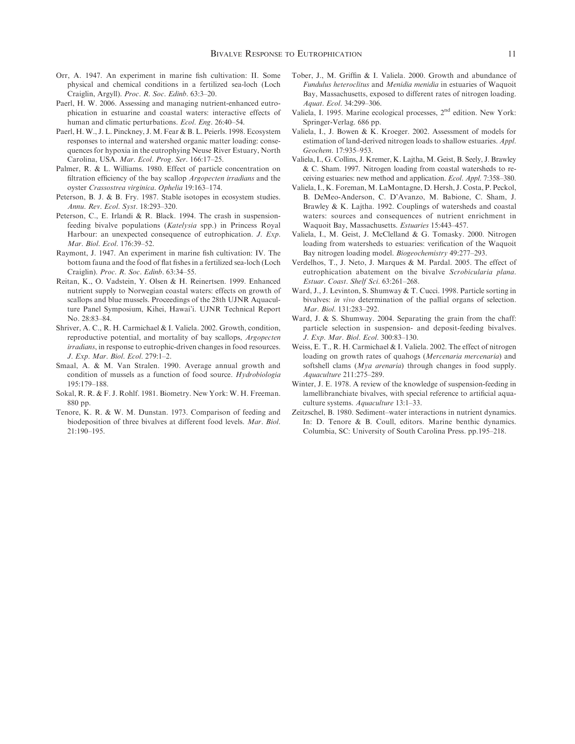Orr, A. 1947. An experiment in marine fish cultivation: II. Some physical and chemical conditions in a fertilized sea-loch (Loch Craiglin, Argyll). *Proc. R. Soc. Edinb*. 63:3–20.

Paerl, H. W. 2006. Assessing and managing nutrient-enhanced eutrophication in estuarine and coastal waters: interactive effects of human and climatic perturbations. *Ecol. Eng*. 26:40–54.

Paerl, H. W., J. L. Pinckney, J. M. Fear & B. L. Peierls. 1998. Ecosystem responses to internal and watershed organic matter loading: consequences for hypoxia in the eutrophying Neuse River Estuary, North Carolina, USA. *Mar. Ecol. Prog. Ser*. 166:17–25.

Palmer, R. & L. Williams. 1980. Effect of particle concentration on filtration efficiency of the bay scallop *Argopecten irradians* and the oyster *Crassostrea virginica*. *Ophelia* 19:163–174.

Peterson, B. J. & B. Fry. 1987. Stable isotopes in ecosystem studies. *Annu. Rev. Ecol. Syst*. 18:293–320.

Peterson, C., E. Irlandi & R. Black. 1994. The crash in suspension-feeding bivalve populations (*Katelysia* spp.) in Princess Royal Harbour: an unexpected consequence of eutrophication. *J. Exp. Mar. Biol. Ecol*. 176:39–52.

Raymont, J. 1947. An experiment in marine fish cultivation: IV. The bottom fauna and the food of flat fishes in a fertilized sea-loch (Loch Craiglin). *Proc. R. Soc. Edinb*. 63:34–55.

Reitan, K., O. Vadstein, Y. Olsen & H. Reinertsen. 1999. Enhanced nutrient supply to Norwegian coastal waters: effects on growth of scallops and blue mussels. Proceedings of the 28th UJNR Aquaculture Panel Symposium, Kihei, Hawai'i. UJNR Technical Report No. 28:83–84.

Shriver, A. C., R. H. Carmichael & I. Valiela. 2002. Growth, condition, reproductive potential, and mortality of bay scallops, *Argopecten irradians*, in response to eutrophic-driven changes in food resources. *J. Exp. Mar. Biol. Ecol*. 279:1–2.

Smaal, A. & M. Van Stralen. 1990. Average annual growth and condition of mussels as a function of food source. *Hydrobiologia* 195:179–188.

Sokal, R. R. & F. J. Rohlf. 1981. Biometry. New York: W. H. Freeman. 880 pp.

Tenore, K. R. & W. M. Dunstan. 1973. Comparison of feeding and biodeposition of three bivalves at different food levels. *Mar. Biol*. 21:190–195.

Tober, J., M. Griffin & I. Valiela. 2000. Growth and abundance of *Fundulus heteroclitus* and *Menidia menidia* in estuaries of Waquoit Bay, Massachusetts, exposed to different rates of nitrogen loading. *Aquat. Ecol*. 34:299–306.

Valiela, I. 1995. Marine ecological processes, 2nd edition. New York: Springer-Verlag. 686 pp.

Valiela, I., J. Bowen & K. Kroeger. 2002. Assessment of models for estimation of land-derived nitrogen loads to shallow estuaries. *Appl. Geochem*. 17:935–953.

Valiela, I., G. Collins, J. Kremer, K. Lajtha, M. Geist, B. Seely, J. Brawley & C. Sham. 1997. Nitrogen loading from coastal watersheds to receiving estuaries: new method and application. *Ecol. Appl*. 7:358–380.

Valiela, I., K. Foreman, M. LaMontagne, D. Hersh, J. Costa, P. Peckol, B. DeMeo-Anderson, C. D'Avanzo, M. Babione, C. Sham, J. Brawley & K. Lajtha. 1992. Couplings of watersheds and coastal waters: sources and consequences of nutrient enrichment in Waquoit Bay, Massachusetts. *Estuaries* 15:443–457.

Valiela, I., M. Geist, J. McClelland & G. Tomasky. 2000. Nitrogen loading from watersheds to estuaries: verification of the Waquoit Bay nitrogen loading model. *Biogeochemistry* 49:277–293.

Verdelhos, T., J. Neto, J. Marques & M. Pardal. 2005. The effect of eutrophication abatement on the bivalve *Scrobicularia plana*. *Estuar. Coast. Shelf Sci*. 63:261–268.

Ward, J., J. Levinton, S. Shumway & T. Cucci. 1998. Particle sorting in bivalves: *in vivo* determination of the pallial organs of selection. *Mar. Biol*. 131:283–292.

Ward, J. & S. Shumway. 2004. Separating the grain from the chaff: particle selection in suspension- and deposit-feeding bivalves. *J. Exp. Mar. Biol. Ecol*. 300:83–130.

Weiss, E. T., R. H. Carmichael & I. Valiela. 2002. The effect of nitrogen loading on growth rates of quahogs (*Mercenaria mercenaria*) and softshell clams (*Mya arenaria*) through changes in food supply. *Aquaculture* 211:275–289.

Winter, J. E. 1978. A review of the knowledge of suspension-feeding in lamellibranchiate bivalves, with special reference to artificial aquaculture systems. *Aquaculture* 13:1–33.

Zeitzschel, B. 1980. Sediment–water interactions in nutrient dynamics. In: D. Tenore & B. Coull, editors. Marine benthic dynamics. Columbia, SC: University of South Carolina Press. pp.195–218.